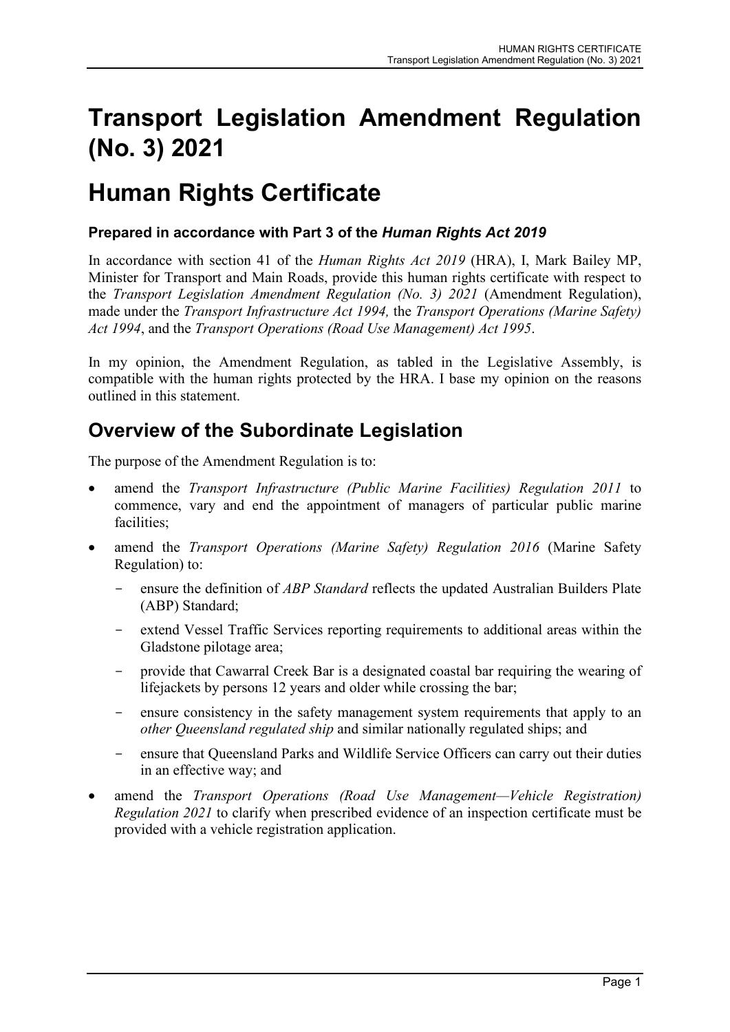# Transport Legislation Amendment Regulation (No. 3) 2021

# Human Rights Certificate

### Prepared in accordance with Part 3 of the *Human Rights Act 2019*

In accordance with section 41 of the *Human Rights Act 2019* (HRA), I, Mark Bailey MP, Minister for Transport and Main Roads, provide this human rights certificate with respect to the *Transport Legislation Amendment Regulation (No. 3) 2021* (Amendment Regulation), made under the *Transport Infrastructure Act 1994,* the *Transport Operations (Marine Safety) Act 1994*, and the *Transport Operations (Road Use Management) Act 1995*.

In my opinion, the Amendment Regulation, as tabled in the Legislative Assembly, is compatible with the human rights protected by the HRA. I base my opinion on the reasons outlined in this statement.

## Overview of the Subordinate Legislation

The purpose of the Amendment Regulation is to:

- amend the *Transport Infrastructure (Public Marine Facilities) Regulation 2011* to commence, vary and end the appointment of managers of particular public marine facilities;
- amend the *Transport Operations (Marine Safety) Regulation 2016* (Marine Safety Regulation) to:
  - ensure the definition of *ABP Standard* reflects the updated Australian Builders Plate (ABP) Standard;
  - extend Vessel Traffic Services reporting requirements to additional areas within the Gladstone pilotage area;
  - provide that Cawarral Creek Bar is a designated coastal bar requiring the wearing of lifejackets by persons 12 years and older while crossing the bar;
  - ensure consistency in the safety management system requirements that apply to an *other Queensland regulated ship* and similar nationally regulated ships; and
  - ensure that Queensland Parks and Wildlife Service Officers can carry out their duties in an effective way; and
- amend the *Transport Operations (Road Use Management—Vehicle Registration) Regulation 2021* to clarify when prescribed evidence of an inspection certificate must be provided with a vehicle registration application.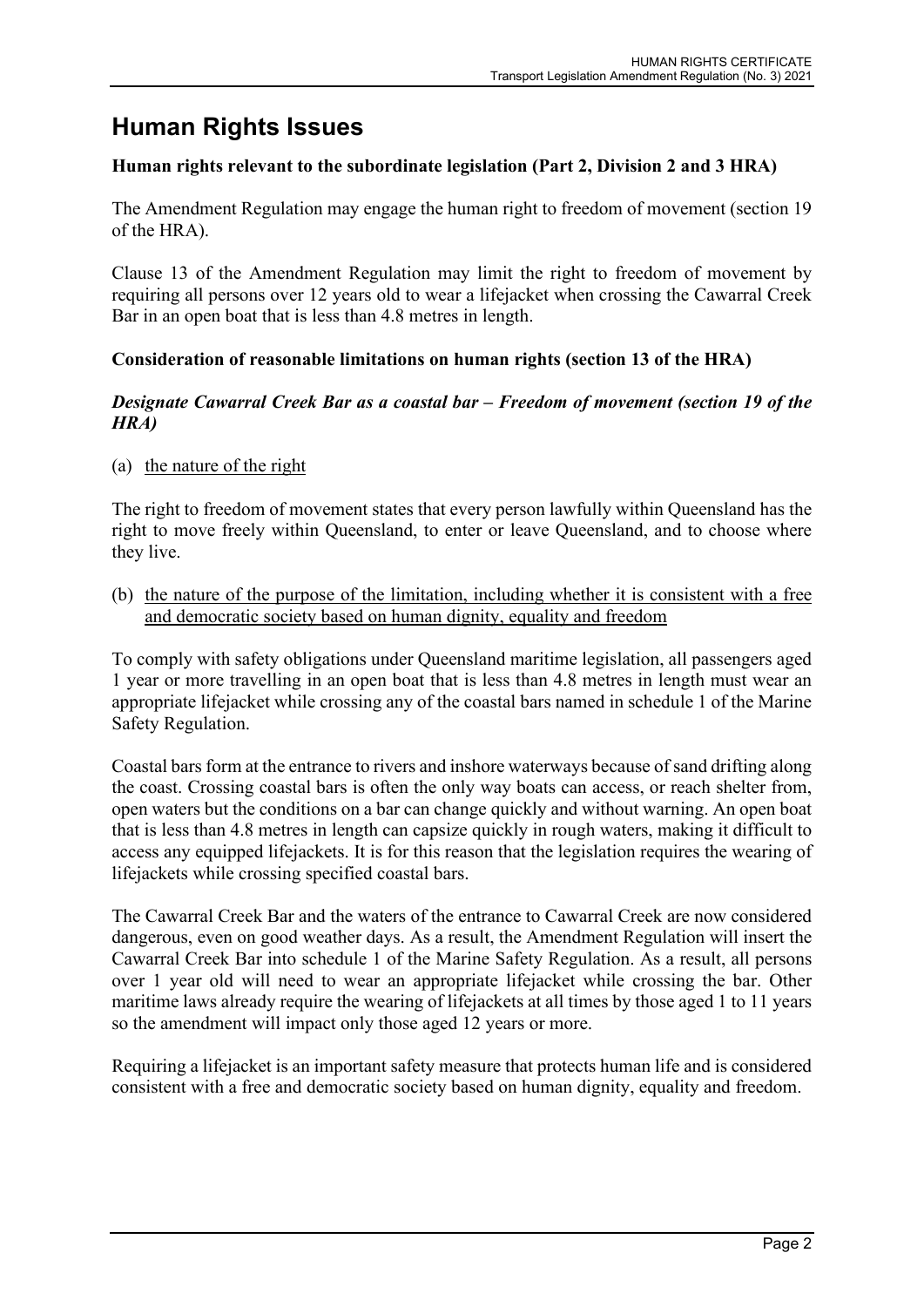# Human Rights Issues

**Human rights relevant to the subordinate legislation (Part 2, Division 2 and 3 HRA)**

The Amendment Regulation may engage the human right to freedom of movement (section 19 of the HRA).

Clause 13 of the Amendment Regulation may limit the right to freedom of movement by requiring all persons over 12 years old to wear a lifejacket when crossing the Cawarral Creek Bar in an open boat that is less than 4.8 metres in length.

**Consideration of reasonable limitations on human rights (section 13 of the HRA)**

***Designate Cawarral Creek Bar as a coastal bar – Freedom of movement (section 19 of the HRA)***

(a) the nature of the right

The right to freedom of movement states that every person lawfully within Queensland has the right to move freely within Queensland, to enter or leave Queensland, and to choose where they live.

(b) the nature of the purpose of the limitation, including whether it is consistent with a free and democratic society based on human dignity, equality and freedom

To comply with safety obligations under Queensland maritime legislation, all passengers aged 1 year or more travelling in an open boat that is less than 4.8 metres in length must wear an appropriate lifejacket while crossing any of the coastal bars named in schedule 1 of the Marine Safety Regulation.

Coastal bars form at the entrance to rivers and inshore waterways because of sand drifting along the coast. Crossing coastal bars is often the only way boats can access, or reach shelter from, open waters but the conditions on a bar can change quickly and without warning. An open boat that is less than 4.8 metres in length can capsize quickly in rough waters, making it difficult to access any equipped lifejackets. It is for this reason that the legislation requires the wearing of lifejackets while crossing specified coastal bars.

The Cawarral Creek Bar and the waters of the entrance to Cawarral Creek are now considered dangerous, even on good weather days. As a result, the Amendment Regulation will insert the Cawarral Creek Bar into schedule 1 of the Marine Safety Regulation. As a result, all persons over 1 year old will need to wear an appropriate lifejacket while crossing the bar. Other maritime laws already require the wearing of lifejackets at all times by those aged 1 to 11 years so the amendment will impact only those aged 12 years or more.

Requiring a lifejacket is an important safety measure that protects human life and is considered consistent with a free and democratic society based on human dignity, equality and freedom.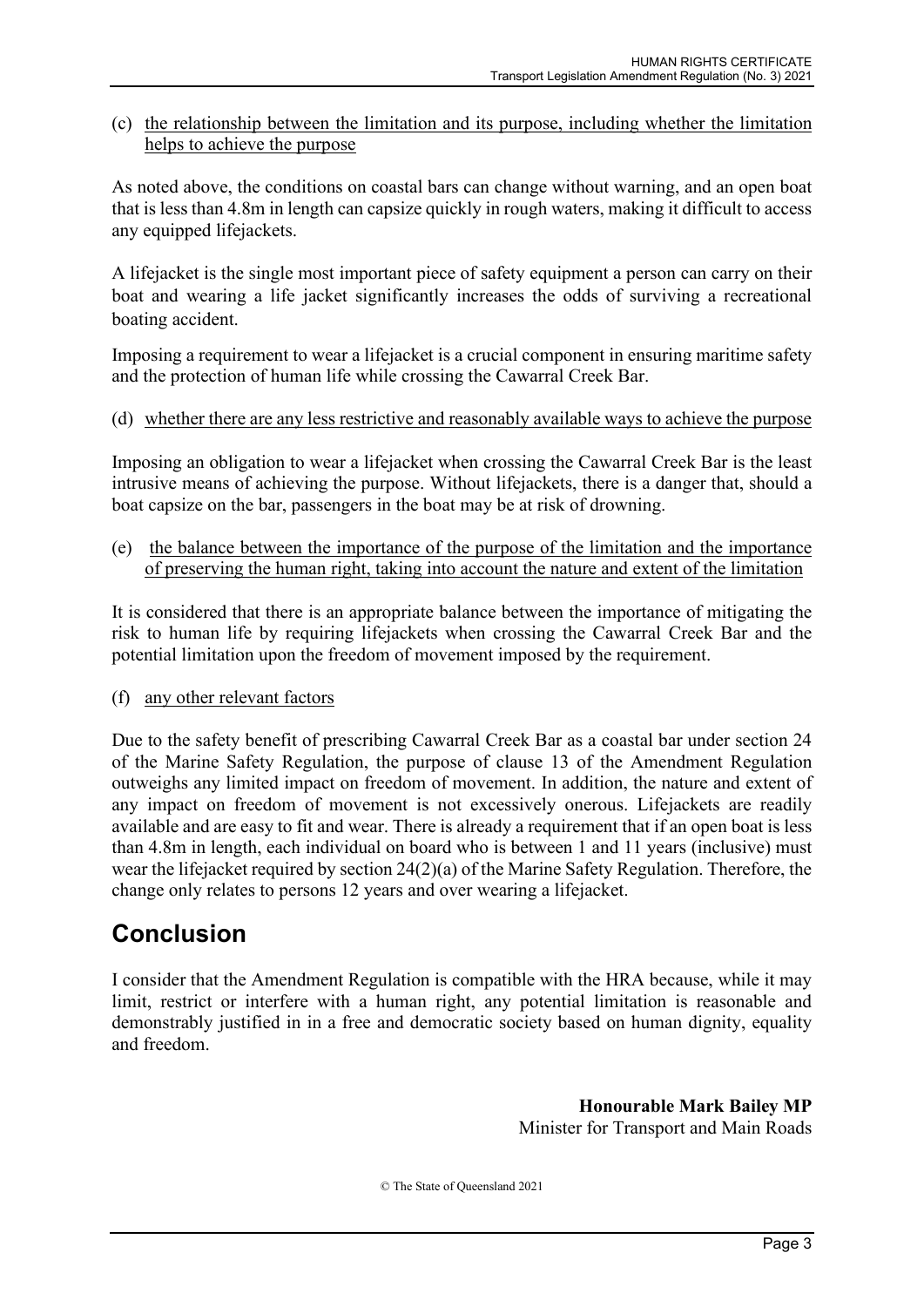(c) the relationship between the limitation and its purpose, including whether the limitation helps to achieve the purpose

As noted above, the conditions on coastal bars can change without warning, and an open boat that is less than 4.8m in length can capsize quickly in rough waters, making it difficult to access any equipped lifejackets.

A lifejacket is the single most important piece of safety equipment a person can carry on their boat and wearing a life jacket significantly increases the odds of surviving a recreational boating accident.

Imposing a requirement to wear a lifejacket is a crucial component in ensuring maritime safety and the protection of human life while crossing the Cawarral Creek Bar.

(d) whether there are any less restrictive and reasonably available ways to achieve the purpose

Imposing an obligation to wear a lifejacket when crossing the Cawarral Creek Bar is the least intrusive means of achieving the purpose. Without lifejackets, there is a danger that, should a boat capsize on the bar, passengers in the boat may be at risk of drowning.

(e) the balance between the importance of the purpose of the limitation and the importance of preserving the human right, taking into account the nature and extent of the limitation

It is considered that there is an appropriate balance between the importance of mitigating the risk to human life by requiring lifejackets when crossing the Cawarral Creek Bar and the potential limitation upon the freedom of movement imposed by the requirement.

(f) any other relevant factors

Due to the safety benefit of prescribing Cawarral Creek Bar as a coastal bar under section 24 of the Marine Safety Regulation, the purpose of clause 13 of the Amendment Regulation outweighs any limited impact on freedom of movement. In addition, the nature and extent of any impact on freedom of movement is not excessively onerous. Lifejackets are readily available and are easy to fit and wear. There is already a requirement that if an open boat is less than 4.8m in length, each individual on board who is between 1 and 11 years (inclusive) must wear the lifejacket required by section 24(2)(a) of the Marine Safety Regulation. Therefore, the change only relates to persons 12 years and over wearing a lifejacket.

## Conclusion

I consider that the Amendment Regulation is compatible with the HRA because, while it may limit, restrict or interfere with a human right, any potential limitation is reasonable and demonstrably justified in in a free and democratic society based on human dignity, equality and freedom.

**Honourable Mark Bailey MP**
Minister for Transport and Main Roads

© The State of Queensland 2021